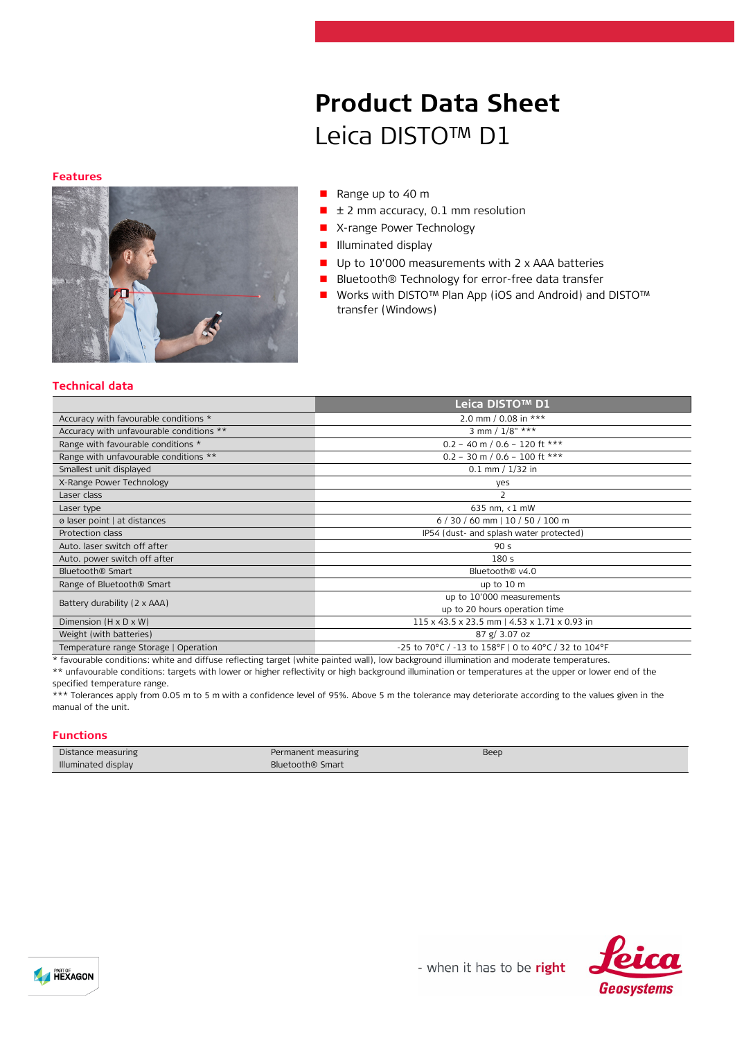# Product Data Sheet

Leica DISTO™ D1

## Features

- Range up to 40 m
- ± 2 mm accuracy, 0.1 mm resolution
- X-range Power Technology
- Illuminated display
- Up to 10'000 measurements with 2 x AAA batteries
- Bluetooth® Technology for error-free data transfer
- Works with DISTO™ Plan App (iOS and Android) and DISTO™ transfer (Windows)

## Technical data

| | Leica DISTO™ D1 |
|---|---|
| Accuracy with favourable conditions * | 2.0 mm / 0.08 in *** |
| Accuracy with unfavourable conditions ** | 3 mm / 1/8" *** |
| Range with favourable conditions * | 0.2 – 40 m / 0.6 – 120 ft *** |
| Range with unfavourable conditions ** | 0.2 – 30 m / 0.6 – 100 ft *** |
| Smallest unit displayed | 0.1 mm / 1/32 in |
| X-Range Power Technology | yes |
| Laser class | 2 |
| Laser type | 635 nm, < 1 mW |
| ⌀ laser point \| at distances | 6 / 30 / 60 mm \| 10 / 50 / 100 m |
| Protection class | IP54 (dust- and splash water protected) |
| Auto. laser switch off after | 90 s |
| Auto. power switch off after | 180 s |
| Bluetooth® Smart | Bluetooth® v4.0 |
| Range of Bluetooth® Smart | up to 10 m |
| Battery durability (2 x AAA) | up to 10'000 measurements<br>up to 20 hours operation time |
| Dimension (H x D x W) | 115 x 43.5 x 23.5 mm \| 4.53 x 1.71 x 0.93 in |
| Weight (with batteries) | 87 g/ 3.07 oz |
| Temperature range Storage \| Operation | -25 to 70°C / -13 to 158°F \| 0 to 40°C / 32 to 104°F |

* favourable conditions: white and diffuse reflecting target (white painted wall), low background illumination and moderate temperatures.

** unfavourable conditions: targets with lower or higher reflectivity or high background illumination or temperatures at the upper or lower end of the specified temperature range.

*** Tolerances apply from 0.05 m to 5 m with a confidence level of 95%. Above 5 m the tolerance may deteriorate according to the values given in the manual of the unit.

## Functions

| | | |
|---|---|---|
| Distance measuring | Permanent measuring | Beep |
| Illuminated display | Bluetooth® Smart | |

- when it has to be **right**

Leica Geosystems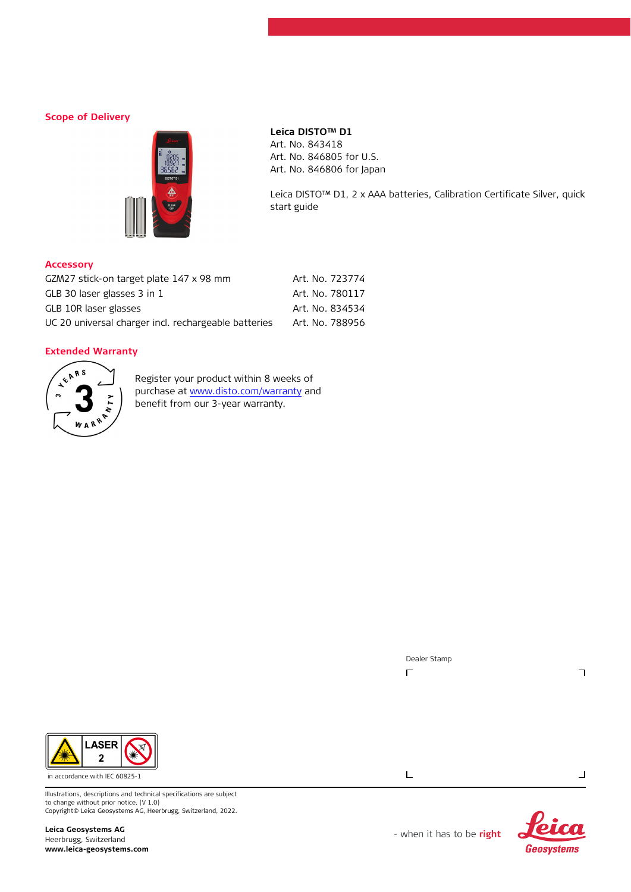## Scope of Delivery

**Leica DISTO™ D1**
Art. No. 843418
Art. No. 846805 for U.S.
Art. No. 846806 for Japan

Leica DISTO™ D1, 2 x AAA batteries, Calibration Certificate Silver, quick start guide

## Accessory

| | |
|---|---|
| GZM27 stick-on target plate 147 x 98 mm | Art. No. 723774 |
| GLB 30 laser glasses 3 in 1 | Art. No. 780117 |
| GLB 10R laser glasses | Art. No. 834534 |
| UC 20 universal charger incl. rechargeable batteries | Art. No. 788956 |

## Extended Warranty

Register your product within 8 weeks of purchase at www.disto.com/warranty and benefit from our 3-year warranty.

Dealer Stamp

LASER 2

in accordance with IEC 60825-1

Illustrations, descriptions and technical specifications are subject to change without prior notice. (V 1.0)
Copyright© Leica Geosystems AG, Heerbrugg, Switzerland, 2022.

**Leica Geosystems AG**
Heerbrugg, Switzerland
**www.leica-geosystems.com**

- when it has to be **right**

Leica Geosystems